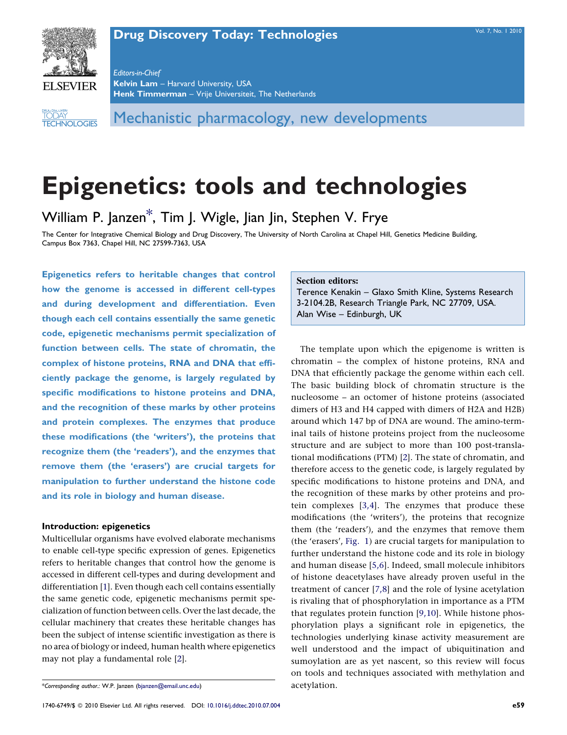Mechanistic pharmacology, new developments

# Epigenetics: tools and technologies

William P. Janzen*, Tim J. Wigle, Jian Jin, Stephen V. Frye

The Center for Integrative Chemical Biology and Drug Discovery, The University of North Carolina at Chapel Hill, Genetics Medicine Building, Campus Box 7363, Chapel Hill, NC 27599-7363, USA

**Epigenetics refers to heritable changes that control how the genome is accessed in different cell-types and during development and differentiation. Even though each cell contains essentially the same genetic code, epigenetic mechanisms permit specialization of function between cells. The state of chromatin, the complex of histone proteins, RNA and DNA that efficiently package the genome, is largely regulated by specific modifications to histone proteins and DNA, and the recognition of these marks by other proteins and protein complexes. The enzymes that produce these modifications (the 'writers'), the proteins that recognize them (the 'readers'), and the enzymes that remove them (the 'erasers') are crucial targets for manipulation to further understand the histone code and its role in biology and human disease.**

**Section editors:**
Terence Kenakin – Glaxo Smith Kline, Systems Research 3-2104.2B, Research Triangle Park, NC 27709, USA.
Alan Wise – Edinburgh, UK

### Introduction: epigenetics

Multicellular organisms have evolved elaborate mechanisms to enable cell-type specific expression of genes. Epigenetics refers to heritable changes that control how the genome is accessed in different cell-types and during development and differentiation [1]. Even though each cell contains essentially the same genetic code, epigenetic mechanisms permit specialization of function between cells. Over the last decade, the cellular machinery that creates these heritable changes has been the subject of intense scientific investigation as there is no area of biology or indeed, human health where epigenetics may not play a fundamental role [2].

The template upon which the epigenome is written is chromatin – the complex of histone proteins, RNA and DNA that efficiently package the genome within each cell. The basic building block of chromatin structure is the nucleosome – an octomer of histone proteins (associated dimers of H3 and H4 capped with dimers of H2A and H2B) around which 147 bp of DNA are wound. The amino-terminal tails of histone proteins project from the nucleosome structure and are subject to more than 100 post-translational modifications (PTM) [2]. The state of chromatin, and therefore access to the genetic code, is largely regulated by specific modifications to histone proteins and DNA, and the recognition of these marks by other proteins and protein complexes [3,4]. The enzymes that produce these modifications (the 'writers'), the proteins that recognize them (the 'readers'), and the enzymes that remove them (the 'erasers', Fig. 1) are crucial targets for manipulation to further understand the histone code and its role in biology and human disease [5,6]. Indeed, small molecule inhibitors of histone deacetylases have already proven useful in the treatment of cancer [7,8] and the role of lysine acetylation is rivaling that of phosphorylation in importance as a PTM that regulates protein function [9,10]. While histone phosphorylation plays a significant role in epigenetics, the technologies underlying kinase activity measurement are well understood and the impact of ubiquitination and sumoylation are as yet nascent, so this review will focus on tools and techniques associated with methylation and acetylation.

*Corresponding author.: W.P. Janzen (bjanzen@email.unc.edu)

1740-6749/$ © 2010 Elsevier Ltd. All rights reserved. DOI: 10.1016/j.ddtec.2010.07.004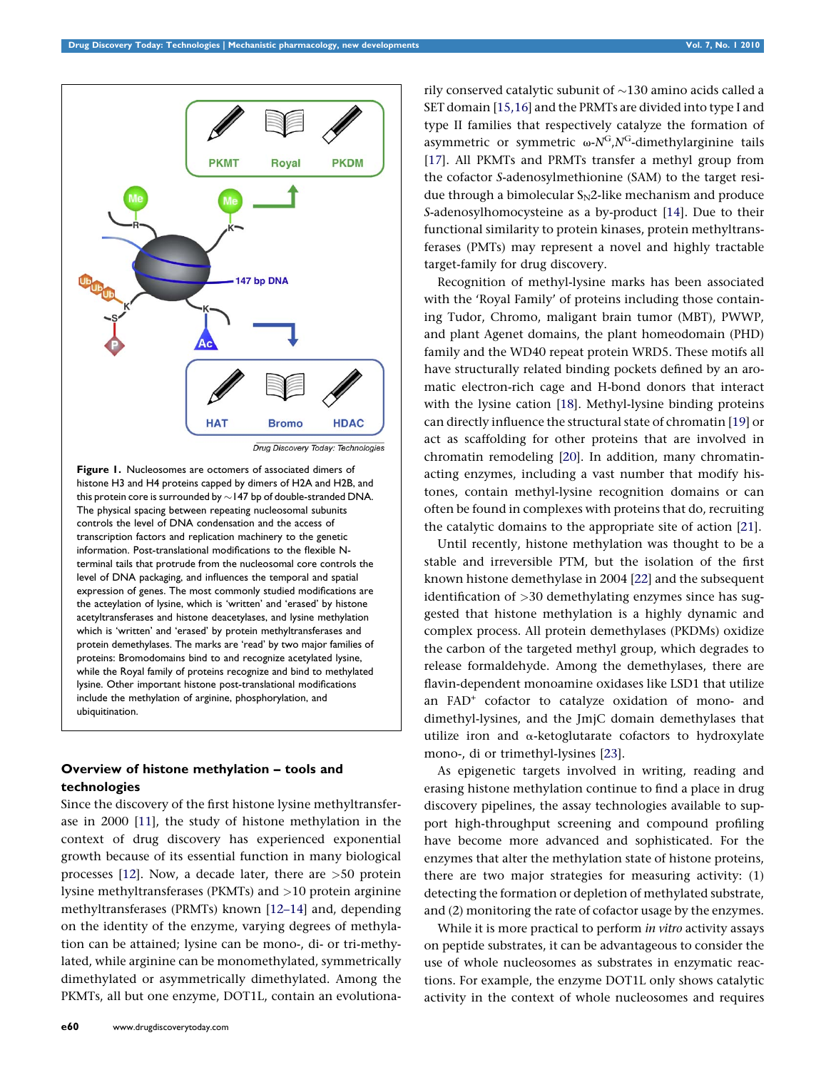**Figure 1.** Nucleosomes are octomers of associated dimers of histone H3 and H4 proteins capped by dimers of H2A and H2B, and this protein core is surrounded by ~147 bp of double-stranded DNA. The physical spacing between repeating nucleosomal subunits controls the level of DNA condensation and the access of transcription factors and replication machinery to the genetic information. Post-translational modifications to the flexible N-terminal tails that protrude from the nucleosomal core controls the level of DNA packaging, and influences the temporal and spatial expression of genes. The most commonly studied modifications are the acteylation of lysine, which is 'written' and 'erased' by histone acetyltransferases and histone deacetylases, and lysine methylation which is 'written' and 'erased' by protein methyltransferases and protein demethylases. The marks are 'read' by two major families of proteins: Bromodomains bind to and recognize acetylated lysine, while the Royal family of proteins recognize and bind to methylated lysine. Other important histone post-translational modifications include the methylation of arginine, phosphorylation, and ubiquitination.

## Overview of histone methylation – tools and technologies

Since the discovery of the first histone lysine methyltransferase in 2000 [11], the study of histone methylation in the context of drug discovery has experienced exponential growth because of its essential function in many biological processes [12]. Now, a decade later, there are >50 protein lysine methyltransferases (PKMTs) and >10 protein arginine methyltransferases (PRMTs) known [12–14] and, depending on the identity of the enzyme, varying degrees of methylation can be attained; lysine can be mono-, di- or tri-methylated, while arginine can be monomethylated, symmetrically dimethylated or asymmetrically dimethylated. Among the PKMTs, all but one enzyme, DOT1L, contain an evolutionarily conserved catalytic subunit of ~130 amino acids called a SET domain [15,16] and the PRMTs are divided into type I and type II families that respectively catalyze the formation of asymmetric or symmetric ω-$N^G$,$N^G$-dimethylarginine tails [17]. All PKMTs and PRMTs transfer a methyl group from the cofactor *S*-adenosylmethionine (SAM) to the target residue through a bimolecular $S_N2$-like mechanism and produce *S*-adenosylhomocysteine as a by-product [14]. Due to their functional similarity to protein kinases, protein methyltransferases (PMTs) may represent a novel and highly tractable target-family for drug discovery.

Recognition of methyl-lysine marks has been associated with the 'Royal Family' of proteins including those containing Tudor, Chromo, maligant brain tumor (MBT), PWWP, and plant Agenet domains, the plant homeodomain (PHD) family and the WD40 repeat protein WRD5. These motifs all have structurally related binding pockets defined by an aromatic electron-rich cage and H-bond donors that interact with the lysine cation [18]. Methyl-lysine binding proteins can directly influence the structural state of chromatin [19] or act as scaffolding for other proteins that are involved in chromatin remodeling [20]. In addition, many chromatin-acting enzymes, including a vast number that modify histones, contain methyl-lysine recognition domains or can often be found in complexes with proteins that do, recruiting the catalytic domains to the appropriate site of action [21].

Until recently, histone methylation was thought to be a stable and irreversible PTM, but the isolation of the first known histone demethylase in 2004 [22] and the subsequent identification of >30 demethylating enzymes since has suggested that histone methylation is a highly dynamic and complex process. All protein demethylases (PKDMs) oxidize the carbon of the targeted methyl group, which degrades to release formaldehyde. Among the demethylases, there are flavin-dependent monoamine oxidases like LSD1 that utilize an $FAD^+$ cofactor to catalyze oxidation of mono- and dimethyl-lysines, and the JmjC domain demethylases that utilize iron and α-ketoglutarate cofactors to hydroxylate mono-, di or trimethyl-lysines [23].

As epigenetic targets involved in writing, reading and erasing histone methylation continue to find a place in drug discovery pipelines, the assay technologies available to support high-throughput screening and compound profiling have become more advanced and sophisticated. For the enzymes that alter the methylation state of histone proteins, there are two major strategies for measuring activity: (1) detecting the formation or depletion of methylated substrate, and (2) monitoring the rate of cofactor usage by the enzymes.

While it is more practical to perform *in vitro* activity assays on peptide substrates, it can be advantageous to consider the use of whole nucleosomes as substrates in enzymatic reactions. For example, the enzyme DOT1L only shows catalytic activity in the context of whole nucleosomes and requires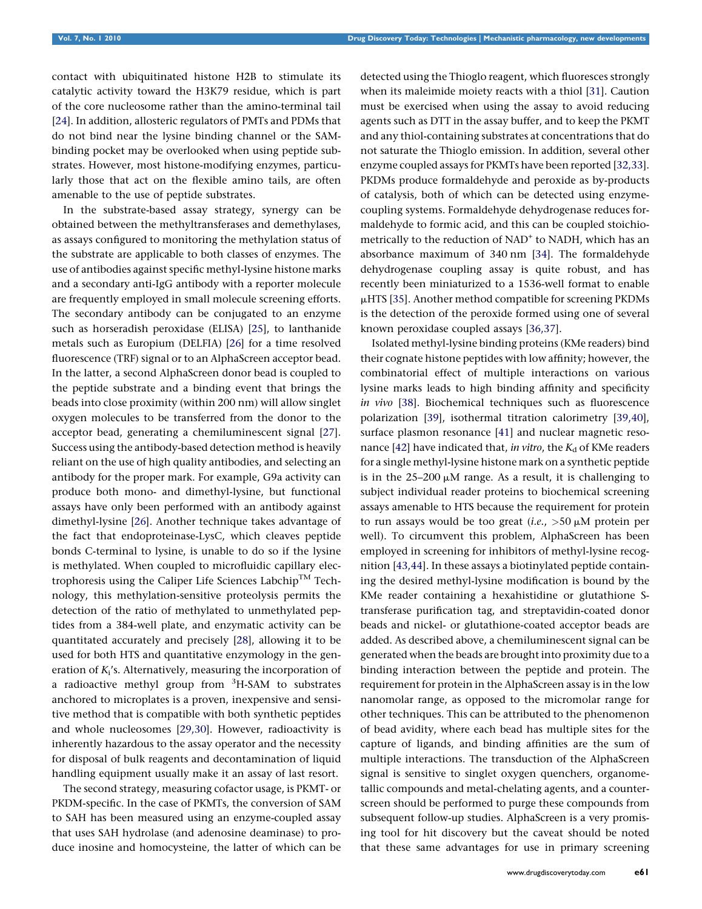contact with ubiquitinated histone H2B to stimulate its catalytic activity toward the H3K79 residue, which is part of the core nucleosome rather than the amino-terminal tail [24]. In addition, allosteric regulators of PMTs and PDMs that do not bind near the lysine binding channel or the SAM-binding pocket may be overlooked when using peptide substrates. However, most histone-modifying enzymes, particularly those that act on the flexible amino tails, are often amenable to the use of peptide substrates.

In the substrate-based assay strategy, synergy can be obtained between the methyltransferases and demethylases, as assays configured to monitoring the methylation status of the substrate are applicable to both classes of enzymes. The use of antibodies against specific methyl-lysine histone marks and a secondary anti-IgG antibody with a reporter molecule are frequently employed in small molecule screening efforts. The secondary antibody can be conjugated to an enzyme such as horseradish peroxidase (ELISA) [25], to lanthanide metals such as Europium (DELFIA) [26] for a time resolved fluorescence (TRF) signal or to an AlphaScreen acceptor bead. In the latter, a second AlphaScreen donor bead is coupled to the peptide substrate and a binding event that brings the beads into close proximity (within 200 nm) will allow singlet oxygen molecules to be transferred from the donor to the acceptor bead, generating a chemiluminescent signal [27]. Success using the antibody-based detection method is heavily reliant on the use of high quality antibodies, and selecting an antibody for the proper mark. For example, G9a activity can produce both mono- and dimethyl-lysine, but functional assays have only been performed with an antibody against dimethyl-lysine [26]. Another technique takes advantage of the fact that endoproteinase-LysC, which cleaves peptide bonds C-terminal to lysine, is unable to do so if the lysine is methylated. When coupled to microfluidic capillary electrophoresis using the Caliper Life Sciences Labchip™ Technology, this methylation-sensitive proteolysis permits the detection of the ratio of methylated to unmethylated peptides from a 384-well plate, and enzymatic activity can be quantitated accurately and precisely [28], allowing it to be used for both HTS and quantitative enzymology in the generation of $K_i$'s. Alternatively, measuring the incorporation of a radioactive methyl group from $^3$H-SAM to substrates anchored to microplates is a proven, inexpensive and sensitive method that is compatible with both synthetic peptides and whole nucleosomes [29,30]. However, radioactivity is inherently hazardous to the assay operator and the necessity for disposal of bulk reagents and decontamination of liquid handling equipment usually make it an assay of last resort.

The second strategy, measuring cofactor usage, is PKMT- or PKDM-specific. In the case of PKMTs, the conversion of SAM to SAH has been measured using an enzyme-coupled assay that uses SAH hydrolase (and adenosine deaminase) to produce inosine and homocysteine, the latter of which can be detected using the Thioglo reagent, which fluoresces strongly when its maleimide moiety reacts with a thiol [31]. Caution must be exercised when using the assay to avoid reducing agents such as DTT in the assay buffer, and to keep the PKMT and any thiol-containing substrates at concentrations that do not saturate the Thioglo emission. In addition, several other enzyme coupled assays for PKMTs have been reported [32,33]. PKDMs produce formaldehyde and peroxide as by-products of catalysis, both of which can be detected using enzyme-coupling systems. Formaldehyde dehydrogenase reduces formaldehyde to formic acid, and this can be coupled stoichiometrically to the reduction of $NAD^+$ to NADH, which has an absorbance maximum of 340 nm [34]. The formaldehyde dehydrogenase coupling assay is quite robust, and has recently been miniaturized to a 1536-well format to enable μHTS [35]. Another method compatible for screening PKDMs is the detection of the peroxide formed using one of several known peroxidase coupled assays [36,37].

Isolated methyl-lysine binding proteins (KMe readers) bind their cognate histone peptides with low affinity; however, the combinatorial effect of multiple interactions on various lysine marks leads to high binding affinity and specificity *in vivo* [38]. Biochemical techniques such as fluorescence polarization [39], isothermal titration calorimetry [39,40], surface plasmon resonance [41] and nuclear magnetic resonance [42] have indicated that, *in vitro*, the $K_d$ of KMe readers for a single methyl-lysine histone mark on a synthetic peptide is in the 25–200 μM range. As a result, it is challenging to subject individual reader proteins to biochemical screening assays amenable to HTS because the requirement for protein to run assays would be too great (*i.e.*, >50 μM protein per well). To circumvent this problem, AlphaScreen has been employed in screening for inhibitors of methyl-lysine recognition [43,44]. In these assays a biotinylated peptide containing the desired methyl-lysine modification is bound by the KMe reader containing a hexahistidine or glutathione S-transferase purification tag, and streptavidin-coated donor beads and nickel- or glutathione-coated acceptor beads are added. As described above, a chemiluminescent signal can be generated when the beads are brought into proximity due to a binding interaction between the peptide and protein. The requirement for protein in the AlphaScreen assay is in the low nanomolar range, as opposed to the micromolar range for other techniques. This can be attributed to the phenomenon of bead avidity, where each bead has multiple sites for the capture of ligands, and binding affinities are the sum of multiple interactions. The transduction of the AlphaScreen signal is sensitive to singlet oxygen quenchers, organometallic compounds and metal-chelating agents, and a counter-screen should be performed to purge these compounds from subsequent follow-up studies. AlphaScreen is a very promising tool for hit discovery but the caveat should be noted that these same advantages for use in primary screening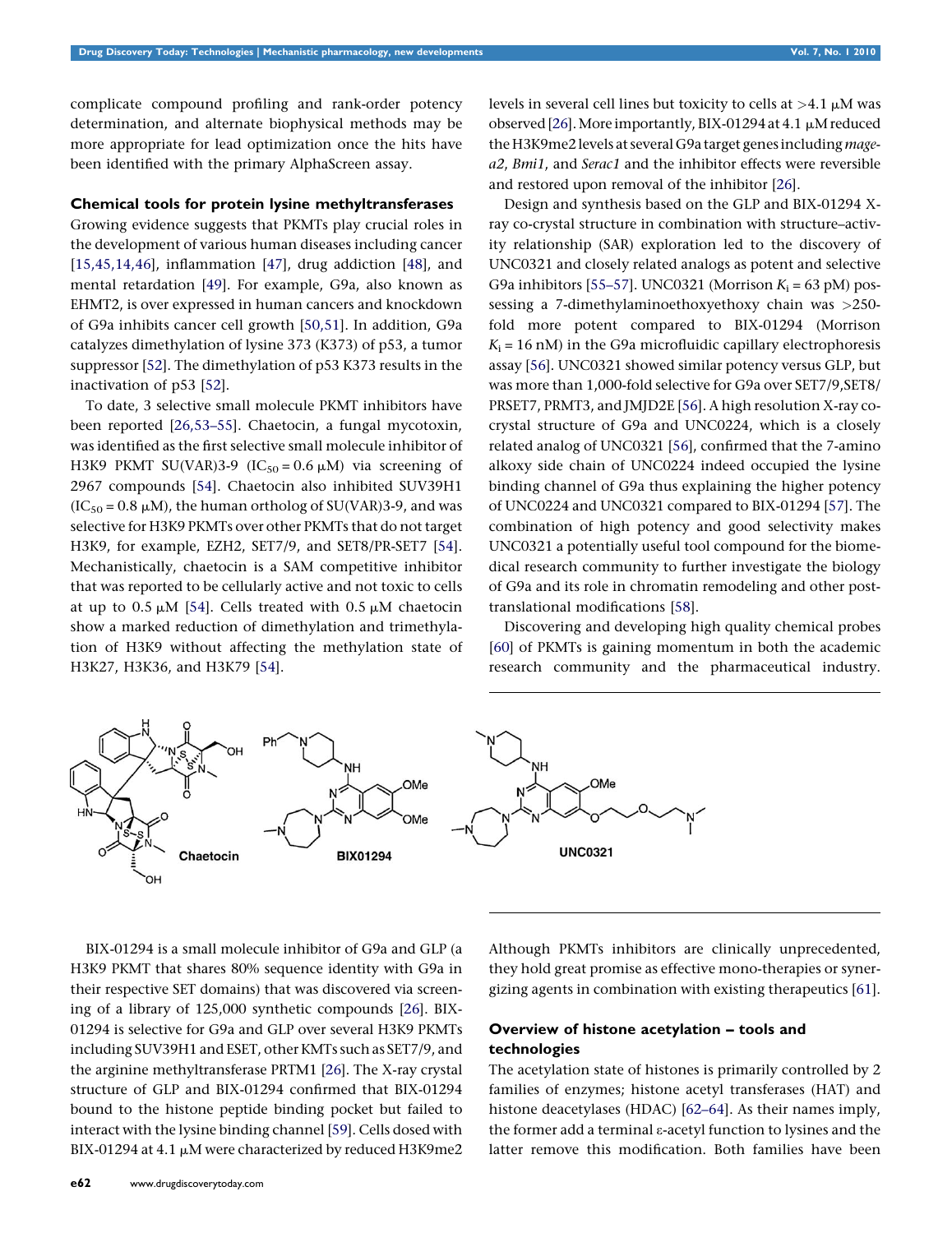complicate compound profiling and rank-order potency determination, and alternate biophysical methods may be more appropriate for lead optimization once the hits have been identified with the primary AlphaScreen assay.

### Chemical tools for protein lysine methyltransferases

Growing evidence suggests that PKMTs play crucial roles in the development of various human diseases including cancer [15,45,14,46], inflammation [47], drug addiction [48], and mental retardation [49]. For example, G9a, also known as EHMT2, is over expressed in human cancers and knockdown of G9a inhibits cancer cell growth [50,51]. In addition, G9a catalyzes dimethylation of lysine 373 (K373) of p53, a tumor suppressor [52]. The dimethylation of p53 K373 results in the inactivation of p53 [52].

To date, 3 selective small molecule PKMT inhibitors have been reported [26,53–55]. Chaetocin, a fungal mycotoxin, was identified as the first selective small molecule inhibitor of H3K9 PKMT SU(VAR)3-9 ($IC_{50}$ = 0.6 μM) via screening of 2967 compounds [54]. Chaetocin also inhibited SUV39H1 ($IC_{50}$ = 0.8 μM), the human ortholog of SU(VAR)3-9, and was selective for H3K9 PKMTs over other PKMTs that do not target H3K9, for example, EZH2, SET7/9, and SET8/PR-SET7 [54]. Mechanistically, chaetocin is a SAM competitive inhibitor that was reported to be cellularly active and not toxic to cells at up to 0.5 μM [54]. Cells treated with 0.5 μM chaetocin show a marked reduction of dimethylation and trimethylation of H3K9 without affecting the methylation state of H3K27, H3K36, and H3K79 [54].

BIX-01294 is a small molecule inhibitor of G9a and GLP (a H3K9 PKMT that shares 80% sequence identity with G9a in their respective SET domains) that was discovered via screening of a library of 125,000 synthetic compounds [26]. BIX-01294 is selective for G9a and GLP over several H3K9 PKMTs including SUV39H1 and ESET, other KMTs such as SET7/9, and the arginine methyltransferase PRTM1 [26]. The X-ray crystal structure of GLP and BIX-01294 confirmed that BIX-01294 bound to the histone peptide binding pocket but failed to interact with the lysine binding channel [59]. Cells dosed with BIX-01294 at 4.1 μM were characterized by reduced H3K9me2 levels in several cell lines but toxicity to cells at >4.1 μM was observed [26]. More importantly, BIX-01294 at 4.1 μM reduced the H3K9me2 levels at several G9a target genes including *mage-a2*, *Bmi1*, and *Serac1* and the inhibitor effects were reversible and restored upon removal of the inhibitor [26].

Design and synthesis based on the GLP and BIX-01294 X-ray co-crystal structure in combination with structure–activity relationship (SAR) exploration led to the discovery of UNC0321 and closely related analogs as potent and selective G9a inhibitors [55–57]. UNC0321 (Morrison $K_i$ = 63 pM) possessing a 7-dimethylaminoethoxyethoxy chain was >250-fold more potent compared to BIX-01294 (Morrison $K_i$ = 16 nM) in the G9a microfluidic capillary electrophoresis assay [56]. UNC0321 showed similar potency versus GLP, but was more than 1,000-fold selective for G9a over SET7/9,SET8/PRSET7, PRMT3, and JMJD2E [56]. A high resolution X-ray co-crystal structure of G9a and UNC0224, which is a closely related analog of UNC0321 [56], confirmed that the 7-amino alkoxy side chain of UNC0224 indeed occupied the lysine binding channel of G9a thus explaining the higher potency of UNC0224 and UNC0321 compared to BIX-01294 [57]. The combination of high potency and good selectivity makes UNC0321 a potentially useful tool compound for the biomedical research community to further investigate the biology of G9a and its role in chromatin remodeling and other post-translational modifications [58].

Discovering and developing high quality chemical probes [60] of PKMTs is gaining momentum in both the academic research community and the pharmaceutical industry. Although PKMTs inhibitors are clinically unprecedented, they hold great promise as effective mono-therapies or synergizing agents in combination with existing therapeutics [61].

Chaetocin BIX01294 UNC0321

### Overview of histone acetylation – tools and technologies

The acetylation state of histones is primarily controlled by 2 families of enzymes; histone acetyl transferases (HAT) and histone deacetylases (HDAC) [62–64]. As their names imply, the former add a terminal ε-acetyl function to lysines and the latter remove this modification. Both families have been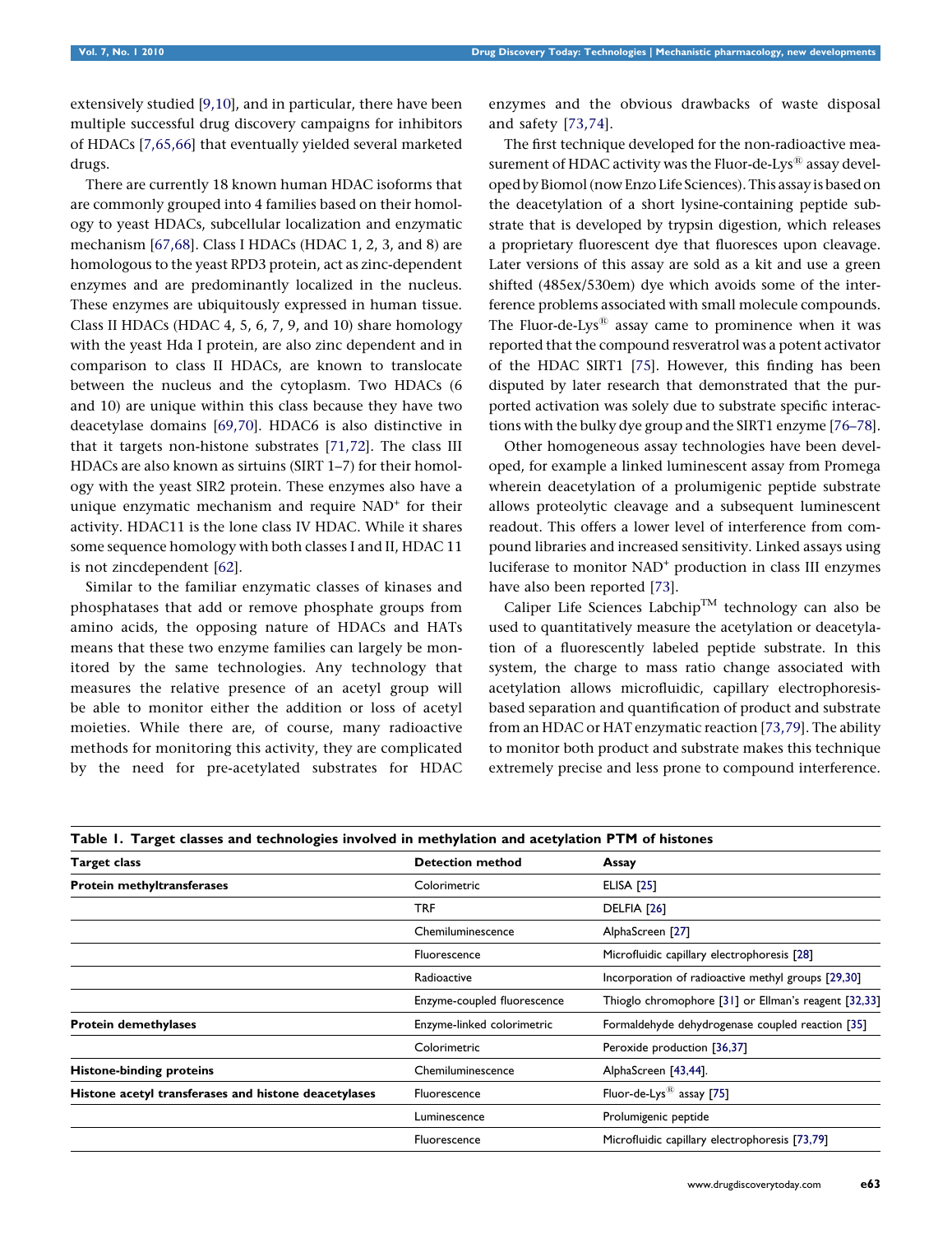extensively studied [9,10], and in particular, there have been multiple successful drug discovery campaigns for inhibitors of HDACs [7,65,66] that eventually yielded several marketed drugs.

There are currently 18 known human HDAC isoforms that are commonly grouped into 4 families based on their homology to yeast HDACs, subcellular localization and enzymatic mechanism [67,68]. Class I HDACs (HDAC 1, 2, 3, and 8) are homologous to the yeast RPD3 protein, act as zinc-dependent enzymes and are predominantly localized in the nucleus. These enzymes are ubiquitously expressed in human tissue. Class II HDACs (HDAC 4, 5, 6, 7, 9, and 10) share homology with the yeast Hda I protein, are also zinc dependent and in comparison to class II HDACs, are known to translocate between the nucleus and the cytoplasm. Two HDACs (6 and 10) are unique within this class because they have two deacetylase domains [69,70]. HDAC6 is also distinctive in that it targets non-histone substrates [71,72]. The class III HDACs are also known as sirtuins (SIRT 1–7) for their homology with the yeast SIR2 protein. These enzymes also have a unique enzymatic mechanism and require NAD$^+$ for their activity. HDAC11 is the lone class IV HDAC. While it shares some sequence homology with both classes I and II, HDAC 11 is not zincdependent [62].

Similar to the familiar enzymatic classes of kinases and phosphatases that add or remove phosphate groups from amino acids, the opposing nature of HDACs and HATs means that these two enzyme families can largely be monitored by the same technologies. Any technology that measures the relative presence of an acetyl group will be able to monitor either the addition or loss of acetyl moieties. While there are, of course, many radioactive methods for monitoring this activity, they are complicated by the need for pre-acetylated substrates for HDAC enzymes and the obvious drawbacks of waste disposal and safety [73,74].

The first technique developed for the non-radioactive measurement of HDAC activity was the Fluor-de-Lys® assay developed by Biomol (now Enzo Life Sciences). This assay is based on the deacetylation of a short lysine-containing peptide substrate that is developed by trypsin digestion, which releases a proprietary fluorescent dye that fluoresces upon cleavage. Later versions of this assay are sold as a kit and use a green shifted (485ex/530em) dye which avoids some of the interference problems associated with small molecule compounds. The Fluor-de-Lys® assay came to prominence when it was reported that the compound resveratrol was a potent activator of the HDAC SIRT1 [75]. However, this finding has been disputed by later research that demonstrated that the purported activation was solely due to substrate specific interactions with the bulky dye group and the SIRT1 enzyme [76–78].

Other homogeneous assay technologies have been developed, for example a linked luminescent assay from Promega wherein deacetylation of a prolumigenic peptide substrate allows proteolytic cleavage and a subsequent luminescent readout. This offers a lower level of interference from compound libraries and increased sensitivity. Linked assays using luciferase to monitor NAD$^+$ production in class III enzymes have also been reported [73].

Caliper Life Sciences Labchip™ technology can also be used to quantitatively measure the acetylation or deacetylation of a fluorescently labeled peptide substrate. In this system, the charge to mass ratio change associated with acetylation allows microfluidic, capillary electrophoresis-based separation and quantification of product and substrate from an HDAC or HAT enzymatic reaction [73,79]. The ability to monitor both product and substrate makes this technique extremely precise and less prone to compound interference.

**Table 1. Target classes and technologies involved in methylation and acetylation PTM of histones**

| Target class | Detection method | Assay |
|---|---|---|
| **Protein methyltransferases** | Colorimetric | ELISA [25] |
| | TRF | DELFIA [26] |
| | Chemiluminescence | AlphaScreen [27] |
| | Fluorescence | Microfluidic capillary electrophoresis [28] |
| | Radioactive | Incorporation of radioactive methyl groups [29,30] |
| | Enzyme-coupled fluorescence | Thioglo chromophore [31] or Ellman's reagent [32,33] |
| **Protein demethylases** | Enzyme-linked colorimetric | Formaldehyde dehydrogenase coupled reaction [35] |
| | Colorimetric | Peroxide production [36,37] |
| **Histone-binding proteins** | Chemiluminescence | AlphaScreen [43,44]. |
| **Histone acetyl transferases and histone deacetylases** | Fluorescence | Fluor-de-Lys® assay [75] |
| | Luminescence | Prolumigenic peptide |
| | Fluorescence | Microfluidic capillary electrophoresis [73,79] |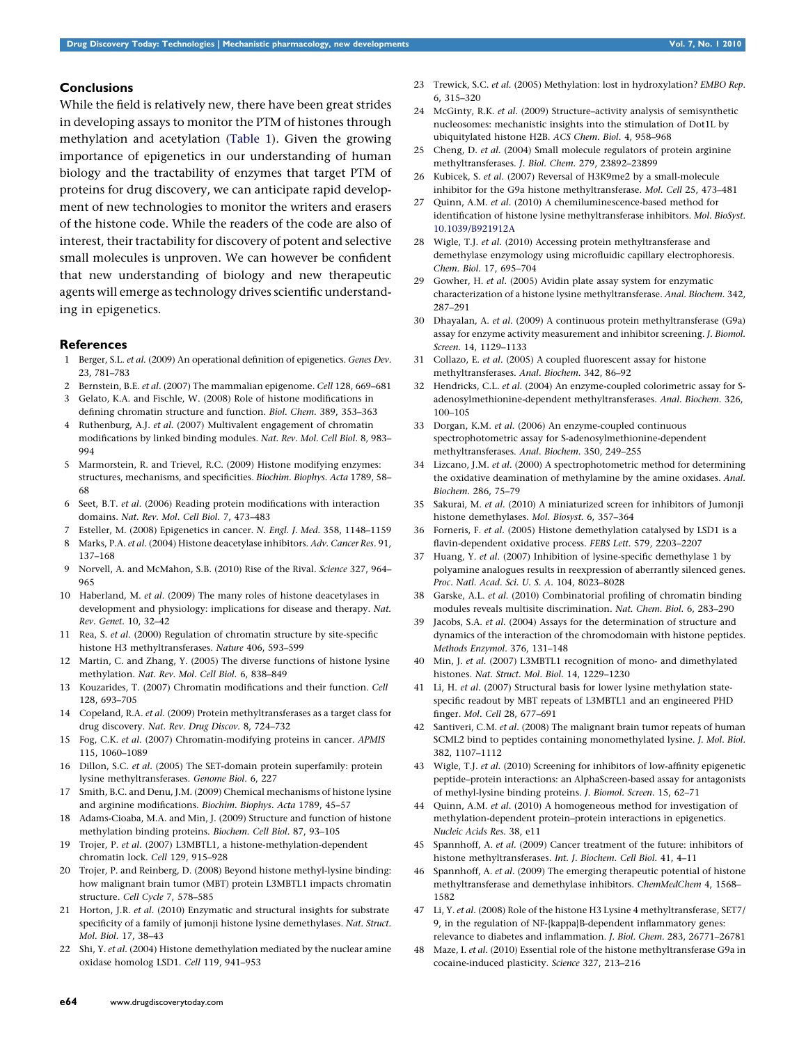## Conclusions

While the field is relatively new, there have been great strides in developing assays to monitor the PTM of histones through methylation and acetylation (Table 1). Given the growing importance of epigenetics in our understanding of human biology and the tractability of enzymes that target PTM of proteins for drug discovery, we can anticipate rapid development of new technologies to monitor the writers and erasers of the histone code. While the readers of the code are also of interest, their tractability for discovery of potent and selective small molecules is unproven. We can however be confident that new understanding of biology and new therapeutic agents will emerge as technology drives scientific understanding in epigenetics.

## References

1. Berger, S.L. *et al.* (2009) An operational definition of epigenetics. *Genes Dev.* 23, 781–783
2. Bernstein, B.E. *et al.* (2007) The mammalian epigenome. *Cell* 128, 669–681
3. Gelato, K.A. and Fischle, W. (2008) Role of histone modifications in defining chromatin structure and function. *Biol. Chem.* 389, 353–363
4. Ruthenburg, A.J. *et al.* (2007) Multivalent engagement of chromatin modifications by linked binding modules. *Nat. Rev. Mol. Cell Biol.* 8, 983–994
5. Marmorstein, R. and Trievel, R.C. (2009) Histone modifying enzymes: structures, mechanisms, and specificities. *Biochim. Biophys. Acta* 1789, 58–68
6. Seet, B.T. *et al.* (2006) Reading protein modifications with interaction domains. *Nat. Rev. Mol. Cell Biol.* 7, 473–483
7. Esteller, M. (2008) Epigenetics in cancer. *N. Engl. J. Med.* 358, 1148–1159
8. Marks, P.A. *et al.* (2004) Histone deacetylase inhibitors. *Adv. Cancer Res.* 91, 137–168
9. Norvell, A. and McMahon, S.B. (2010) Rise of the Rival. *Science* 327, 964–965
10. Haberland, M. *et al.* (2009) The many roles of histone deacetylases in development and physiology: implications for disease and therapy. *Nat. Rev. Genet.* 10, 32–42
11. Rea, S. *et al.* (2000) Regulation of chromatin structure by site-specific histone H3 methyltransferases. *Nature* 406, 593–599
12. Martin, C. and Zhang, Y. (2005) The diverse functions of histone lysine methylation. *Nat. Rev. Mol. Cell Biol.* 6, 838–849
13. Kouzarides, T. (2007) Chromatin modifications and their function. *Cell* 128, 693–705
14. Copeland, R.A. *et al.* (2009) Protein methyltransferases as a target class for drug discovery. *Nat. Rev. Drug Discov.* 8, 724–732
15. Fog, C.K. *et al.* (2007) Chromatin-modifying proteins in cancer. *APMIS* 115, 1060–1089
16. Dillon, S.C. *et al.* (2005) The SET-domain protein superfamily: protein lysine methyltransferases. *Genome Biol.* 6, 227
17. Smith, B.C. and Denu, J.M. (2009) Chemical mechanisms of histone lysine and arginine modifications. *Biochim. Biophys. Acta* 1789, 45–57
18. Adams-Cioaba, M.A. and Min, J. (2009) Structure and function of histone methylation binding proteins. *Biochem. Cell Biol.* 87, 93–105
19. Trojer, P. *et al.* (2007) L3MBTL1, a histone-methylation-dependent chromatin lock. *Cell* 129, 915–928
20. Trojer, P. and Reinberg, D. (2008) Beyond histone methyl-lysine binding: how malignant brain tumor (MBT) protein L3MBTL1 impacts chromatin structure. *Cell Cycle* 7, 578–585
21. Horton, J.R. *et al.* (2010) Enzymatic and structural insights for substrate specificity of a family of jumonji histone lysine demethylases. *Nat. Struct. Mol. Biol.* 17, 38–43
22. Shi, Y. *et al.* (2004) Histone demethylation mediated by the nuclear amine oxidase homolog LSD1. *Cell* 119, 941–953
23. Trewick, S.C. *et al.* (2005) Methylation: lost in hydroxylation? *EMBO Rep.* 6, 315–320
24. McGinty, R.K. *et al.* (2009) Structure–activity analysis of semisynthetic nucleosomes: mechanistic insights into the stimulation of Dot1L by ubiquitylated histone H2B. *ACS Chem. Biol.* 4, 958–968
25. Cheng, D. *et al.* (2004) Small molecule regulators of protein arginine methyltransferases. *J. Biol. Chem.* 279, 23892–23899
26. Kubicek, S. *et al.* (2007) Reversal of H3K9me2 by a small-molecule inhibitor for the G9a histone methyltransferase. *Mol. Cell* 25, 473–481
27. Quinn, A.M. *et al.* (2010) A chemiluminescence-based method for identification of histone lysine methyltransferase inhibitors. *Mol. BioSyst.* 10.1039/B921912A
28. Wigle, T.J. *et al.* (2010) Accessing protein methyltransferase and demethylase enzymology using microfluidic capillary electrophoresis. *Chem. Biol.* 17, 695–704
29. Gowher, H. *et al.* (2005) Avidin plate assay system for enzymatic characterization of a histone lysine methyltransferase. *Anal. Biochem.* 342, 287–291
30. Dhayalan, A. *et al.* (2009) A continuous protein methyltransferase (G9a) assay for enzyme activity measurement and inhibitor screening. *J. Biomol. Screen.* 14, 1129–1133
31. Collazo, E. *et al.* (2005) A coupled fluorescent assay for histone methyltransferases. *Anal. Biochem.* 342, 86–92
32. Hendricks, C.L. *et al.* (2004) An enzyme-coupled colorimetric assay for S-adenosylmethionine-dependent methyltransferases. *Anal. Biochem.* 326, 100–105
33. Dorgan, K.M. *et al.* (2006) An enzyme-coupled continuous spectrophotometric assay for S-adenosylmethionine-dependent methyltransferases. *Anal. Biochem.* 350, 249–255
34. Lizcano, J.M. *et al.* (2000) A spectrophotometric method for determining the oxidative deamination of methylamine by the amine oxidases. *Anal. Biochem.* 286, 75–79
35. Sakurai, M. *et al.* (2010) A miniaturized screen for inhibitors of Jumonji histone demethylases. *Mol. Biosyst.* 6, 357–364
36. Forneris, F. *et al.* (2005) Histone demethylation catalysed by LSD1 is a flavin-dependent oxidative process. *FEBS Lett.* 579, 2203–2207
37. Huang, Y. *et al.* (2007) Inhibition of lysine-specific demethylase 1 by polyamine analogues results in reexpression of aberrantly silenced genes. *Proc. Natl. Acad. Sci. U. S. A.* 104, 8023–8028
38. Garske, A.L. *et al.* (2010) Combinatorial profiling of chromatin binding modules reveals multisite discrimination. *Nat. Chem. Biol.* 6, 283–290
39. Jacobs, S.A. *et al.* (2004) Assays for the determination of structure and dynamics of the interaction of the chromodomain with histone peptides. *Methods Enzymol.* 376, 131–148
40. Min, J. *et al.* (2007) L3MBTL1 recognition of mono- and dimethylated histones. *Nat. Struct. Mol. Biol.* 14, 1229–1230
41. Li, H. *et al.* (2007) Structural basis for lower lysine methylation state-specific readout by MBT repeats of L3MBTL1 and an engineered PHD finger. *Mol. Cell* 28, 677–691
42. Santiveri, C.M. *et al.* (2008) The malignant brain tumor repeats of human SCML2 bind to peptides containing monomethylated lysine. *J. Mol. Biol.* 382, 1107–1112
43. Wigle, T.J. *et al.* (2010) Screening for inhibitors of low-affinity epigenetic peptide–protein interactions: an AlphaScreen-based assay for antagonists of methyl-lysine binding proteins. *J. Biomol. Screen.* 15, 62–71
44. Quinn, A.M. *et al.* (2010) A homogeneous method for investigation of methylation-dependent protein–protein interactions in epigenetics. *Nucleic Acids Res.* 38, e11
45. Spannhoff, A. *et al.* (2009) Cancer treatment of the future: inhibitors of histone methyltransferases. *Int. J. Biochem. Cell Biol.* 41, 4–11
46. Spannhoff, A. *et al.* (2009) The emerging therapeutic potential of histone methyltransferase and demethylase inhibitors. *ChemMedChem* 4, 1568–1582
47. Li, Y. *et al.* (2008) Role of the histone H3 Lysine 4 methyltransferase, SET7/9, in the regulation of NF-{kappa}B-dependent inflammatory genes: relevance to diabetes and inflammation. *J. Biol. Chem.* 283, 26771–26781
48. Maze, I. *et al.* (2010) Essential role of the histone methyltransferase G9a in cocaine-induced plasticity. *Science* 327, 213–216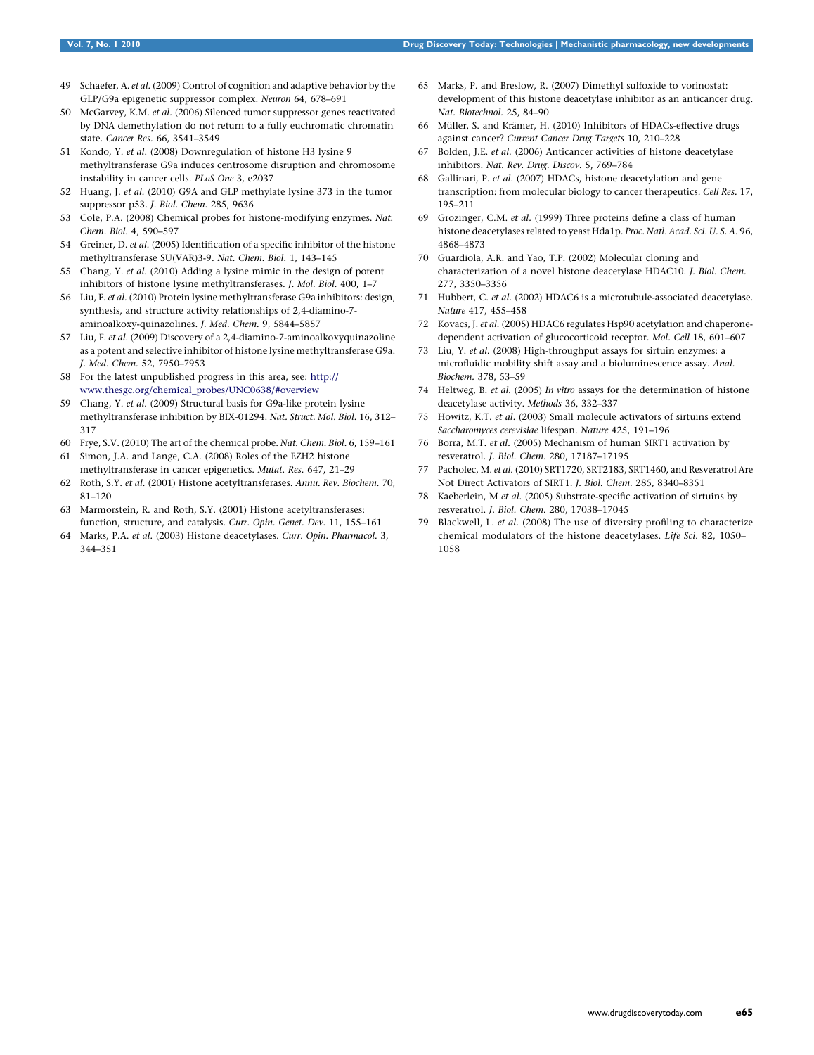49 Schaefer, A. *et al.* (2009) Control of cognition and adaptive behavior by the GLP/G9a epigenetic suppressor complex. *Neuron* 64, 678–691

50 McGarvey, K.M. *et al.* (2006) Silenced tumor suppressor genes reactivated by DNA demethylation do not return to a fully euchromatic chromatin state. *Cancer Res.* 66, 3541–3549

51 Kondo, Y. *et al.* (2008) Downregulation of histone H3 lysine 9 methyltransferase G9a induces centrosome disruption and chromosome instability in cancer cells. *PLoS One* 3, e2037

52 Huang, J. *et al.* (2010) G9A and GLP methylate lysine 373 in the tumor suppressor p53. *J. Biol. Chem.* 285, 9636

53 Cole, P.A. (2008) Chemical probes for histone-modifying enzymes. *Nat. Chem. Biol.* 4, 590–597

54 Greiner, D. *et al.* (2005) Identification of a specific inhibitor of the histone methyltransferase SU(VAR)3-9. *Nat. Chem. Biol.* 1, 143–145

55 Chang, Y. *et al.* (2010) Adding a lysine mimic in the design of potent inhibitors of histone lysine methyltransferases. *J. Mol. Biol.* 400, 1–7

56 Liu, F. *et al.* (2010) Protein lysine methyltransferase G9a inhibitors: design, synthesis, and structure activity relationships of 2,4-diamino-7-aminoalkoxy-quinazolines. *J. Med. Chem.* 9, 5844–5857

57 Liu, F. *et al.* (2009) Discovery of a 2,4-diamino-7-aminoalkoxyquinazoline as a potent and selective inhibitor of histone lysine methyltransferase G9a. *J. Med. Chem.* 52, 7950–7953

58 For the latest unpublished progress in this area, see: http://www.thesgc.org/chemical_probes/UNC0638/#overview

59 Chang, Y. *et al.* (2009) Structural basis for G9a-like protein lysine methyltransferase inhibition by BIX-01294. *Nat. Struct. Mol. Biol.* 16, 312–317

60 Frye, S.V. (2010) The art of the chemical probe. *Nat. Chem. Biol.* 6, 159–161

61 Simon, J.A. and Lange, C.A. (2008) Roles of the EZH2 histone methyltransferase in cancer epigenetics. *Mutat. Res.* 647, 21–29

62 Roth, S.Y. *et al.* (2001) Histone acetyltransferases. *Annu. Rev. Biochem.* 70, 81–120

63 Marmorstein, R. and Roth, S.Y. (2001) Histone acetyltransferases: function, structure, and catalysis. *Curr. Opin. Genet. Dev.* 11, 155–161

64 Marks, P.A. *et al.* (2003) Histone deacetylases. *Curr. Opin. Pharmacol.* 3, 344–351

65 Marks, P. and Breslow, R. (2007) Dimethyl sulfoxide to vorinostat: development of this histone deacetylase inhibitor as an anticancer drug. *Nat. Biotechnol.* 25, 84–90

66 Müller, S. and Krämer, H. (2010) Inhibitors of HDACs-effective drugs against cancer? *Current Cancer Drug Targets* 10, 210–228

67 Bolden, J.E. *et al.* (2006) Anticancer activities of histone deacetylase inhibitors. *Nat. Rev. Drug. Discov.* 5, 769–784

68 Gallinari, P. *et al.* (2007) HDACs, histone deacetylation and gene transcription: from molecular biology to cancer therapeutics. *Cell Res.* 17, 195–211

69 Grozinger, C.M. *et al.* (1999) Three proteins define a class of human histone deacetylases related to yeast Hda1p. *Proc. Natl. Acad. Sci. U. S. A.* 96, 4868–4873

70 Guardiola, A.R. and Yao, T.P. (2002) Molecular cloning and characterization of a novel histone deacetylase HDAC10. *J. Biol. Chem.* 277, 3350–3356

71 Hubbert, C. *et al.* (2002) HDAC6 is a microtubule-associated deacetylase. *Nature* 417, 455–458

72 Kovacs, J. *et al.* (2005) HDAC6 regulates Hsp90 acetylation and chaperone-dependent activation of glucocorticoid receptor. *Mol. Cell* 18, 601–607

73 Liu, Y. *et al.* (2008) High-throughput assays for sirtuin enzymes: a microfluidic mobility shift assay and a bioluminescence assay. *Anal. Biochem.* 378, 53–59

74 Heltweg, B. *et al.* (2005) *In vitro* assays for the determination of histone deacetylase activity. *Methods* 36, 332–337

75 Howitz, K.T. *et al.* (2003) Small molecule activators of sirtuins extend *Saccharomyces cerevisiae* lifespan. *Nature* 425, 191–196

76 Borra, M.T. *et al.* (2005) Mechanism of human SIRT1 activation by resveratrol. *J. Biol. Chem.* 280, 17187–17195

77 Pacholec, M. *et al.* (2010) SRT1720, SRT2183, SRT1460, and Resveratrol Are Not Direct Activators of SIRT1. *J. Biol. Chem.* 285, 8340–8351

78 Kaeberlein, M *et al.* (2005) Substrate-specific activation of sirtuins by resveratrol. *J. Biol. Chem.* 280, 17038–17045

79 Blackwell, L. *et al.* (2008) The use of diversity profiling to characterize chemical modulators of the histone deacetylases. *Life Sci.* 82, 1050–1058